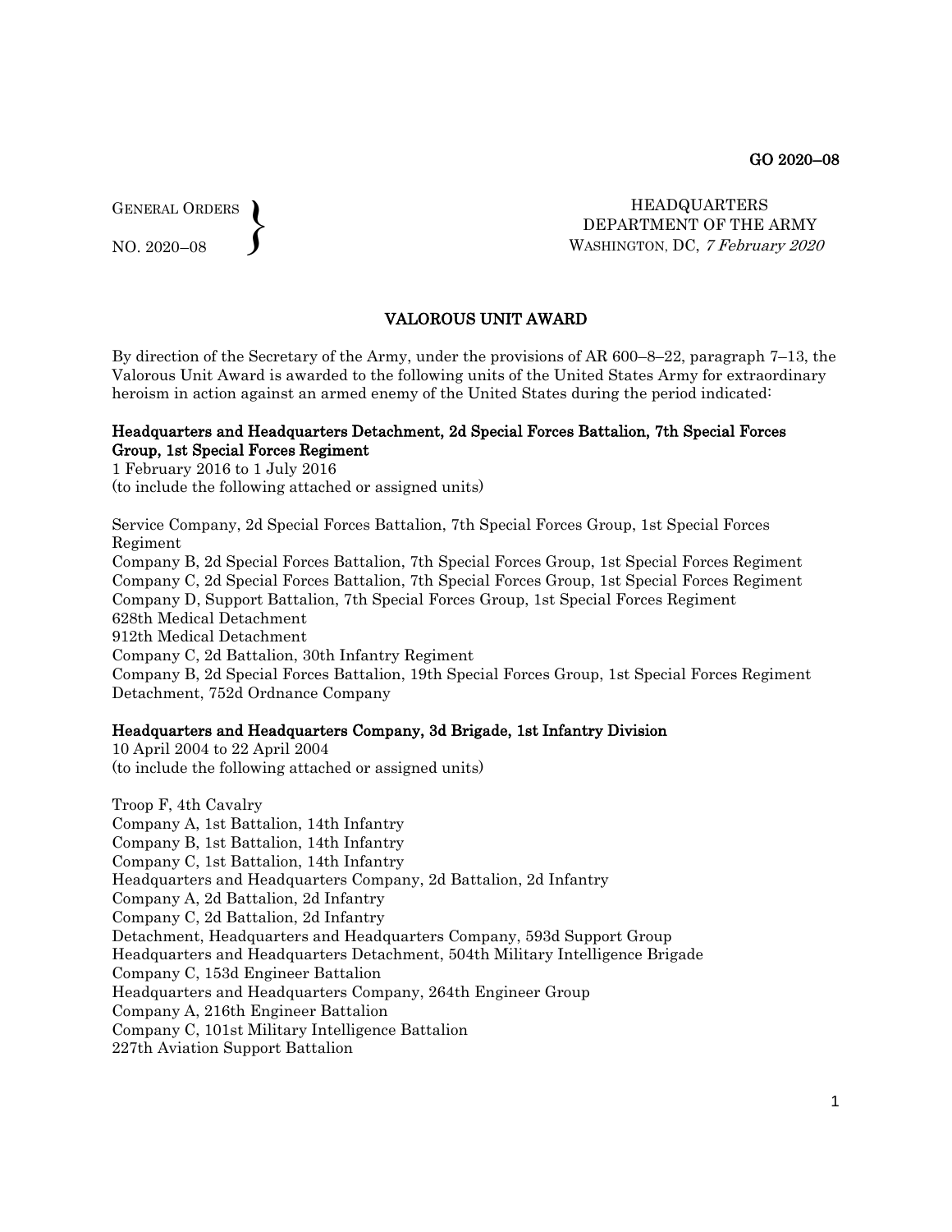GENERAL ORDERS
NO. 2020–08

HEADQUARTERS
DEPARTMENT OF THE ARMY
WASHINGTON, DC, *7 February 2020*

# VALOROUS UNIT AWARD

By direction of the Secretary of the Army, under the provisions of AR 600–8–22, paragraph 7–13, the Valorous Unit Award is awarded to the following units of the United States Army for extraordinary heroism in action against an armed enemy of the United States during the period indicated:

**Headquarters and Headquarters Detachment, 2d Special Forces Battalion, 7th Special Forces Group, 1st Special Forces Regiment**
1 February 2016 to 1 July 2016
(to include the following attached or assigned units)

Service Company, 2d Special Forces Battalion, 7th Special Forces Group, 1st Special Forces Regiment
Company B, 2d Special Forces Battalion, 7th Special Forces Group, 1st Special Forces Regiment
Company C, 2d Special Forces Battalion, 7th Special Forces Group, 1st Special Forces Regiment
Company D, Support Battalion, 7th Special Forces Group, 1st Special Forces Regiment
628th Medical Detachment
912th Medical Detachment
Company C, 2d Battalion, 30th Infantry Regiment
Company B, 2d Special Forces Battalion, 19th Special Forces Group, 1st Special Forces Regiment
Detachment, 752d Ordnance Company

**Headquarters and Headquarters Company, 3d Brigade, 1st Infantry Division**
10 April 2004 to 22 April 2004
(to include the following attached or assigned units)

Troop F, 4th Cavalry
Company A, 1st Battalion, 14th Infantry
Company B, 1st Battalion, 14th Infantry
Company C, 1st Battalion, 14th Infantry
Headquarters and Headquarters Company, 2d Battalion, 2d Infantry
Company A, 2d Battalion, 2d Infantry
Company C, 2d Battalion, 2d Infantry
Detachment, Headquarters and Headquarters Company, 593d Support Group
Headquarters and Headquarters Detachment, 504th Military Intelligence Brigade
Company C, 153d Engineer Battalion
Headquarters and Headquarters Company, 264th Engineer Group
Company A, 216th Engineer Battalion
Company C, 101st Military Intelligence Battalion
227th Aviation Support Battalion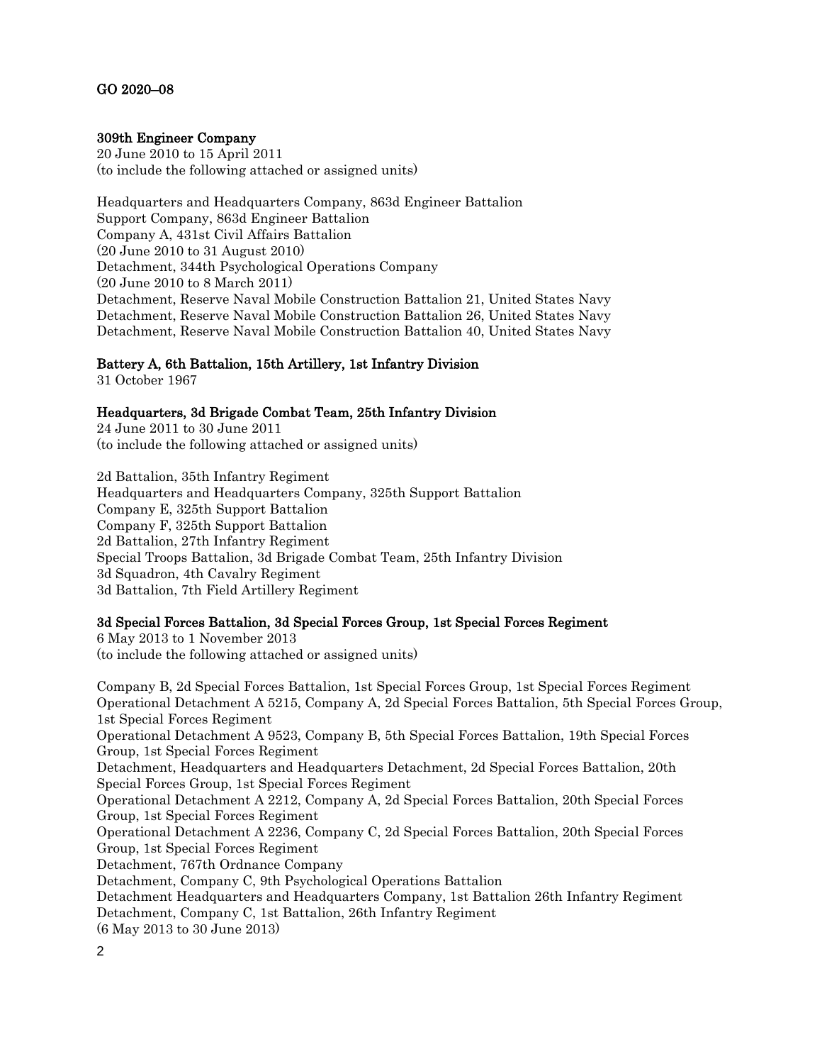GO 2020–08

**309th Engineer Company**
20 June 2010 to 15 April 2011
(to include the following attached or assigned units)

Headquarters and Headquarters Company, 863d Engineer Battalion
Support Company, 863d Engineer Battalion
Company A, 431st Civil Affairs Battalion
(20 June 2010 to 31 August 2010)
Detachment, 344th Psychological Operations Company
(20 June 2010 to 8 March 2011)
Detachment, Reserve Naval Mobile Construction Battalion 21, United States Navy
Detachment, Reserve Naval Mobile Construction Battalion 26, United States Navy
Detachment, Reserve Naval Mobile Construction Battalion 40, United States Navy

**Battery A, 6th Battalion, 15th Artillery, 1st Infantry Division**
31 October 1967

**Headquarters, 3d Brigade Combat Team, 25th Infantry Division**
24 June 2011 to 30 June 2011
(to include the following attached or assigned units)

2d Battalion, 35th Infantry Regiment
Headquarters and Headquarters Company, 325th Support Battalion
Company E, 325th Support Battalion
Company F, 325th Support Battalion
2d Battalion, 27th Infantry Regiment
Special Troops Battalion, 3d Brigade Combat Team, 25th Infantry Division
3d Squadron, 4th Cavalry Regiment
3d Battalion, 7th Field Artillery Regiment

**3d Special Forces Battalion, 3d Special Forces Group, 1st Special Forces Regiment**
6 May 2013 to 1 November 2013
(to include the following attached or assigned units)

Company B, 2d Special Forces Battalion, 1st Special Forces Group, 1st Special Forces Regiment
Operational Detachment A 5215, Company A, 2d Special Forces Battalion, 5th Special Forces Group, 1st Special Forces Regiment
Operational Detachment A 9523, Company B, 5th Special Forces Battalion, 19th Special Forces Group, 1st Special Forces Regiment
Detachment, Headquarters and Headquarters Detachment, 2d Special Forces Battalion, 20th Special Forces Group, 1st Special Forces Regiment
Operational Detachment A 2212, Company A, 2d Special Forces Battalion, 20th Special Forces Group, 1st Special Forces Regiment
Operational Detachment A 2236, Company C, 2d Special Forces Battalion, 20th Special Forces Group, 1st Special Forces Regiment
Detachment, 767th Ordnance Company
Detachment, Company C, 9th Psychological Operations Battalion
Detachment Headquarters and Headquarters Company, 1st Battalion 26th Infantry Regiment
Detachment, Company C, 1st Battalion, 26th Infantry Regiment
(6 May 2013 to 30 June 2013)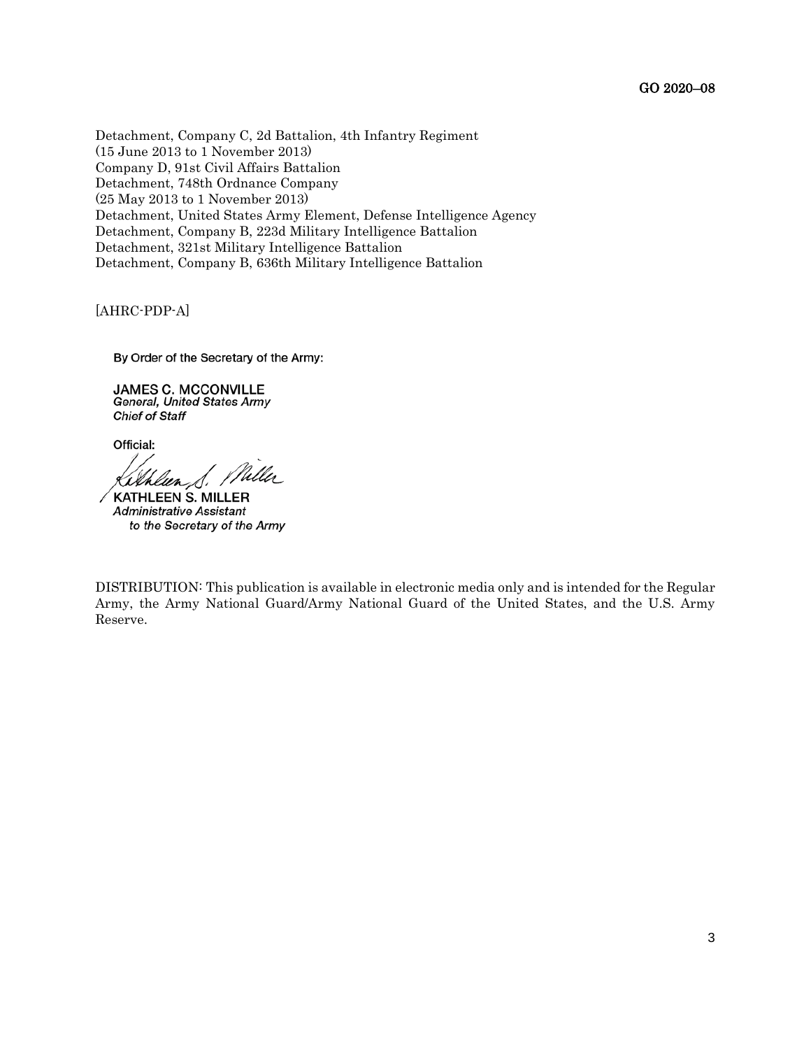Detachment, Company C, 2d Battalion, 4th Infantry Regiment
(15 June 2013 to 1 November 2013)
Company D, 91st Civil Affairs Battalion
Detachment, 748th Ordnance Company
(25 May 2013 to 1 November 2013)
Detachment, United States Army Element, Defense Intelligence Agency
Detachment, Company B, 223d Military Intelligence Battalion
Detachment, 321st Military Intelligence Battalion
Detachment, Company B, 636th Military Intelligence Battalion

[AHRC-PDP-A]

By Order of the Secretary of the Army:

**JAMES C. MCCONVILLE**
*General, United States Army*
*Chief of Staff*

Official:

**KATHLEEN S. MILLER**
*Administrative Assistant*
*to the Secretary of the Army*

DISTRIBUTION: This publication is available in electronic media only and is intended for the Regular Army, the Army National Guard/Army National Guard of the United States, and the U.S. Army Reserve.